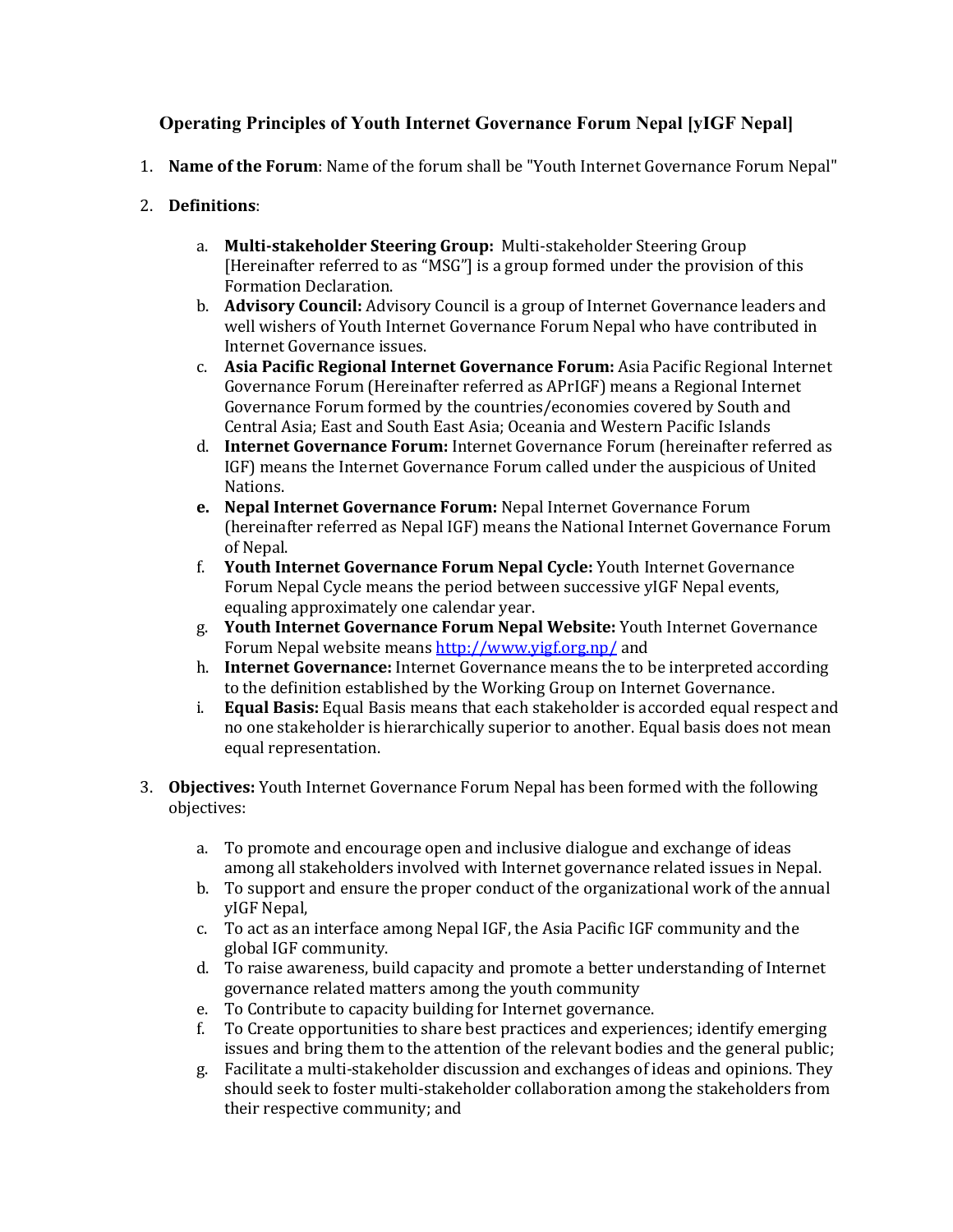# Operating Principles of Youth Internet Governance Forum Nepal [yIGF Nepal]

1. **Name of the Forum**: Name of the forum shall be "Youth Internet Governance Forum Nepal"

2. **Definitions**:

   a. **Multi-stakeholder Steering Group:** Multi-stakeholder Steering Group [Hereinafter referred to as "MSG"] is a group formed under the provision of this Formation Declaration.
   b. **Advisory Council:** Advisory Council is a group of Internet Governance leaders and well wishers of Youth Internet Governance Forum Nepal who have contributed in Internet Governance issues.
   c. **Asia Pacific Regional Internet Governance Forum:** Asia Pacific Regional Internet Governance Forum (Hereinafter referred as APrIGF) means a Regional Internet Governance Forum formed by the countries/economies covered by South and Central Asia; East and South East Asia; Oceania and Western Pacific Islands
   d. **Internet Governance Forum:** Internet Governance Forum (hereinafter referred as IGF) means the Internet Governance Forum called under the auspicious of United Nations.
   e. **Nepal Internet Governance Forum:** Nepal Internet Governance Forum (hereinafter referred as Nepal IGF) means the National Internet Governance Forum of Nepal.
   f. **Youth Internet Governance Forum Nepal Cycle:** Youth Internet Governance Forum Nepal Cycle means the period between successive yIGF Nepal events, equaling approximately one calendar year.
   g. **Youth Internet Governance Forum Nepal Website:** Youth Internet Governance Forum Nepal website means http://www.yigf.org.np/ and
   h. **Internet Governance:** Internet Governance means the to be interpreted according to the definition established by the Working Group on Internet Governance.
   i. **Equal Basis:** Equal Basis means that each stakeholder is accorded equal respect and no one stakeholder is hierarchically superior to another. Equal basis does not mean equal representation.

3. **Objectives:** Youth Internet Governance Forum Nepal has been formed with the following objectives:

   a. To promote and encourage open and inclusive dialogue and exchange of ideas among all stakeholders involved with Internet governance related issues in Nepal.
   b. To support and ensure the proper conduct of the organizational work of the annual yIGF Nepal,
   c. To act as an interface among Nepal IGF, the Asia Pacific IGF community and the global IGF community.
   d. To raise awareness, build capacity and promote a better understanding of Internet governance related matters among the youth community
   e. To Contribute to capacity building for Internet governance.
   f. To Create opportunities to share best practices and experiences; identify emerging issues and bring them to the attention of the relevant bodies and the general public;
   g. Facilitate a multi-stakeholder discussion and exchanges of ideas and opinions. They should seek to foster multi-stakeholder collaboration among the stakeholders from their respective community; and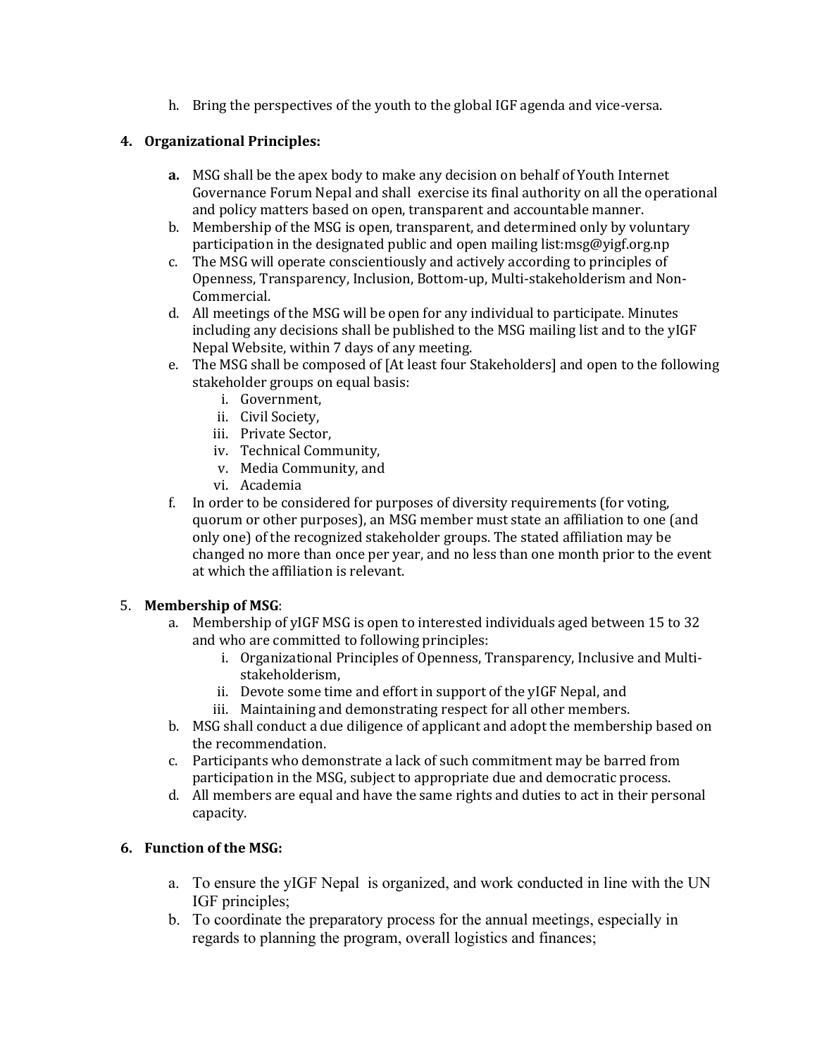h. Bring the perspectives of the youth to the global IGF agenda and vice-versa.

**4. Organizational Principles:**

**a.** MSG shall be the apex body to make any decision on behalf of Youth Internet Governance Forum Nepal and shall exercise its final authority on all the operational and policy matters based on open, transparent and accountable manner.

b. Membership of the MSG is open, transparent, and determined only by voluntary participation in the designated public and open mailing list:msg@yigf.org.np

c. The MSG will operate conscientiously and actively according to principles of Openness, Transparency, Inclusion, Bottom-up, Multi-stakeholderism and Non-Commercial.

d. All meetings of the MSG will be open for any individual to participate. Minutes including any decisions shall be published to the MSG mailing list and to the yIGF Nepal Website, within 7 days of any meeting.

e. The MSG shall be composed of [At least four Stakeholders] and open to the following stakeholder groups on equal basis:
   i. Government,
   ii. Civil Society,
   iii. Private Sector,
   iv. Technical Community,
   v. Media Community, and
   vi. Academia

f. In order to be considered for purposes of diversity requirements (for voting, quorum or other purposes), an MSG member must state an affiliation to one (and only one) of the recognized stakeholder groups. The stated affiliation may be changed no more than once per year, and no less than one month prior to the event at which the affiliation is relevant.

5. **Membership of MSG**:

a. Membership of yIGF MSG is open to interested individuals aged between 15 to 32 and who are committed to following principles:
   i. Organizational Principles of Openness, Transparency, Inclusive and Multi-stakeholderism,
   ii. Devote some time and effort in support of the yIGF Nepal, and
   iii. Maintaining and demonstrating respect for all other members.

b. MSG shall conduct a due diligence of applicant and adopt the membership based on the recommendation.

c. Participants who demonstrate a lack of such commitment may be barred from participation in the MSG, subject to appropriate due and democratic process.

d. All members are equal and have the same rights and duties to act in their personal capacity.

**6. Function of the MSG:**

a. To ensure the yIGF Nepal is organized, and work conducted in line with the UN IGF principles;

b. To coordinate the preparatory process for the annual meetings, especially in regards to planning the program, overall logistics and finances;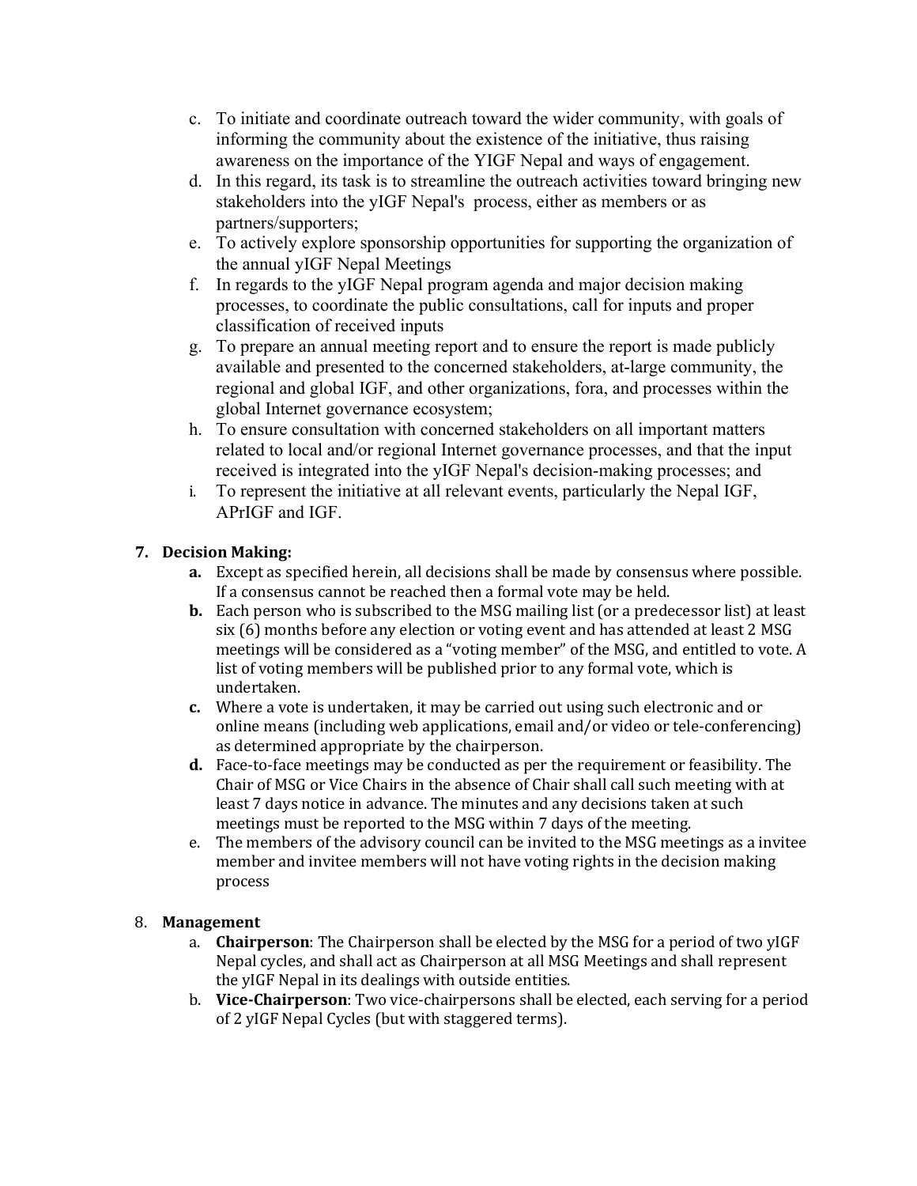c. To initiate and coordinate outreach toward the wider community, with goals of informing the community about the existence of the initiative, thus raising awareness on the importance of the YIGF Nepal and ways of engagement.
d. In this regard, its task is to streamline the outreach activities toward bringing new stakeholders into the yIGF Nepal's process, either as members or as partners/supporters;
e. To actively explore sponsorship opportunities for supporting the organization of the annual yIGF Nepal Meetings
f. In regards to the yIGF Nepal program agenda and major decision making processes, to coordinate the public consultations, call for inputs and proper classification of received inputs
g. To prepare an annual meeting report and to ensure the report is made publicly available and presented to the concerned stakeholders, at-large community, the regional and global IGF, and other organizations, fora, and processes within the global Internet governance ecosystem;
h. To ensure consultation with concerned stakeholders on all important matters related to local and/or regional Internet governance processes, and that the input received is integrated into the yIGF Nepal's decision-making processes; and
i. To represent the initiative at all relevant events, particularly the Nepal IGF, APrIGF and IGF.

**7. Decision Making:**

**a.** Except as specified herein, all decisions shall be made by consensus where possible. If a consensus cannot be reached then a formal vote may be held.
**b.** Each person who is subscribed to the MSG mailing list (or a predecessor list) at least six (6) months before any election or voting event and has attended at least 2 MSG meetings will be considered as a "voting member" of the MSG, and entitled to vote. A list of voting members will be published prior to any formal vote, which is undertaken.
**c.** Where a vote is undertaken, it may be carried out using such electronic and or online means (including web applications, email and/or video or tele-conferencing) as determined appropriate by the chairperson.
**d.** Face-to-face meetings may be conducted as per the requirement or feasibility. The Chair of MSG or Vice Chairs in the absence of Chair shall call such meeting with at least 7 days notice in advance. The minutes and any decisions taken at such meetings must be reported to the MSG within 7 days of the meeting.
e. The members of the advisory council can be invited to the MSG meetings as a invitee member and invitee members will not have voting rights in the decision making process

8. **Management**

a. **Chairperson**: The Chairperson shall be elected by the MSG for a period of two yIGF Nepal cycles, and shall act as Chairperson at all MSG Meetings and shall represent the yIGF Nepal in its dealings with outside entities.
b. **Vice-Chairperson**: Two vice-chairpersons shall be elected, each serving for a period of 2 yIGF Nepal Cycles (but with staggered terms).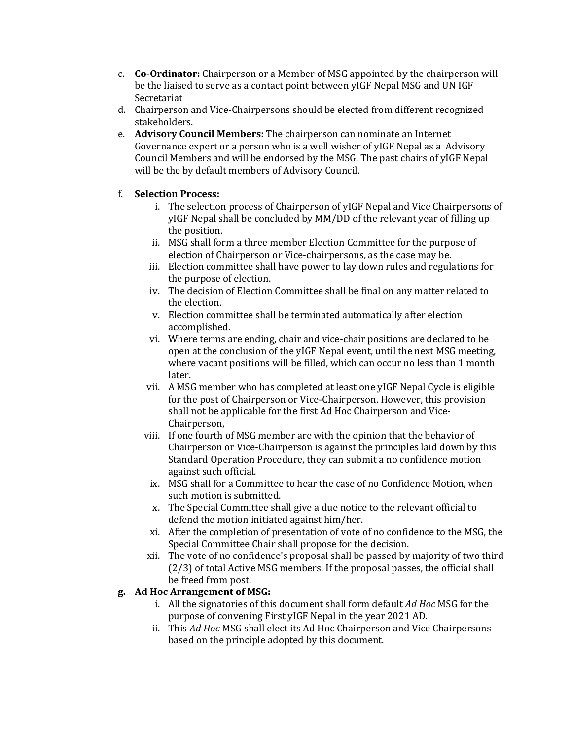c. **Co-Ordinator:** Chairperson or a Member of MSG appointed by the chairperson will be the liaised to serve as a contact point between yIGF Nepal MSG and UN IGF Secretariat

d. Chairperson and Vice-Chairpersons should be elected from different recognized stakeholders.

e. **Advisory Council Members:** The chairperson can nominate an Internet Governance expert or a person who is a well wisher of yIGF Nepal as a Advisory Council Members and will be endorsed by the MSG. The past chairs of yIGF Nepal will be the by default members of Advisory Council.

f. **Selection Process:**

   i. The selection process of Chairperson of yIGF Nepal and Vice Chairpersons of yIGF Nepal shall be concluded by MM/DD of the relevant year of filling up the position.

   ii. MSG shall form a three member Election Committee for the purpose of election of Chairperson or Vice-chairpersons, as the case may be.

   iii. Election committee shall have power to lay down rules and regulations for the purpose of election.

   iv. The decision of Election Committee shall be final on any matter related to the election.

   v. Election committee shall be terminated automatically after election accomplished.

   vi. Where terms are ending, chair and vice-chair positions are declared to be open at the conclusion of the yIGF Nepal event, until the next MSG meeting, where vacant positions will be filled, which can occur no less than 1 month later.

   vii. A MSG member who has completed at least one yIGF Nepal Cycle is eligible for the post of Chairperson or Vice-Chairperson. However, this provision shall not be applicable for the first Ad Hoc Chairperson and Vice-Chairperson,

   viii. If one fourth of MSG member are with the opinion that the behavior of Chairperson or Vice-Chairperson is against the principles laid down by this Standard Operation Procedure, they can submit a no confidence motion against such official.

   ix. MSG shall for a Committee to hear the case of no Confidence Motion, when such motion is submitted.

   x. The Special Committee shall give a due notice to the relevant official to defend the motion initiated against him/her.

   xi. After the completion of presentation of vote of no confidence to the MSG, the Special Committee Chair shall propose for the decision.

   xii. The vote of no confidence's proposal shall be passed by majority of two third (2/3) of total Active MSG members. If the proposal passes, the official shall be freed from post.

**g. Ad Hoc Arrangement of MSG:**

   i. All the signatories of this document shall form default *Ad Hoc* MSG for the purpose of convening First yIGF Nepal in the year 2021 AD.

   ii. This *Ad Hoc* MSG shall elect its Ad Hoc Chairperson and Vice Chairpersons based on the principle adopted by this document.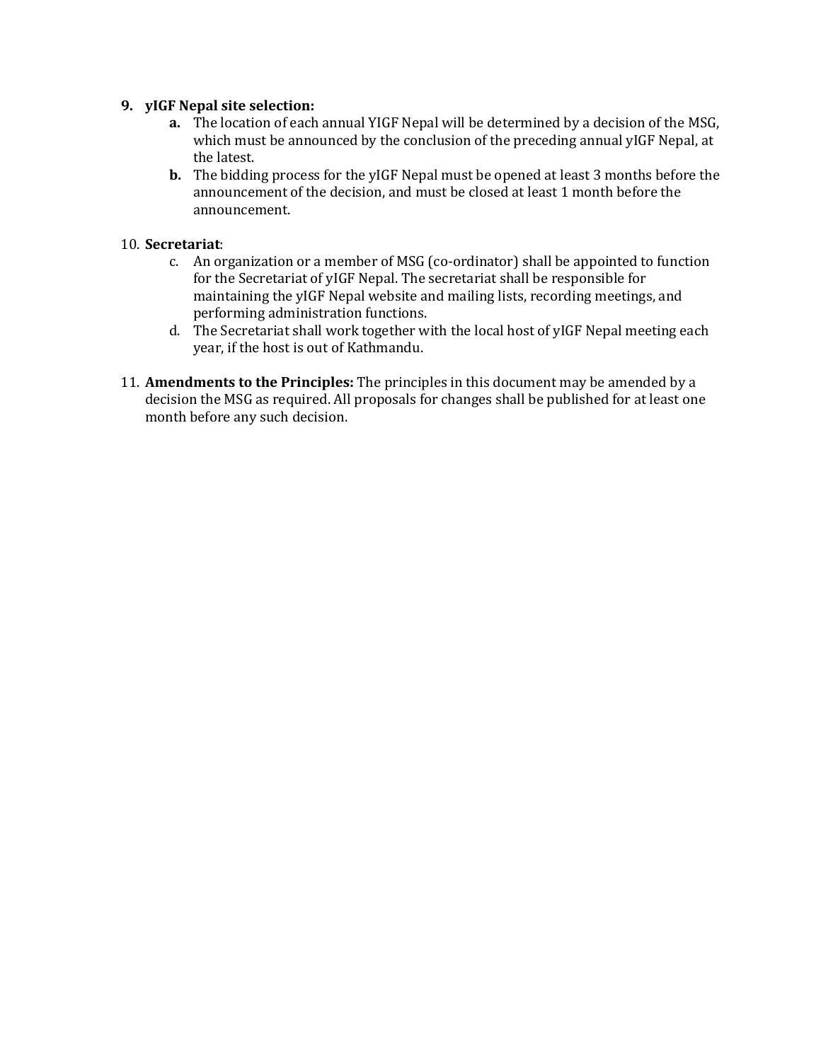9. **yIGF Nepal site selection:**
    - **a.** The location of each annual YIGF Nepal will be determined by a decision of the MSG, which must be announced by the conclusion of the preceding annual yIGF Nepal, at the latest.
    - **b.** The bidding process for the yIGF Nepal must be opened at least 3 months before the announcement of the decision, and must be closed at least 1 month before the announcement.

10. **Secretariat**:
    - c. An organization or a member of MSG (co-ordinator) shall be appointed to function for the Secretariat of yIGF Nepal. The secretariat shall be responsible for maintaining the yIGF Nepal website and mailing lists, recording meetings, and performing administration functions.
    - d. The Secretariat shall work together with the local host of yIGF Nepal meeting each year, if the host is out of Kathmandu.

11. **Amendments to the Principles:** The principles in this document may be amended by a decision the MSG as required. All proposals for changes shall be published for at least one month before any such decision.